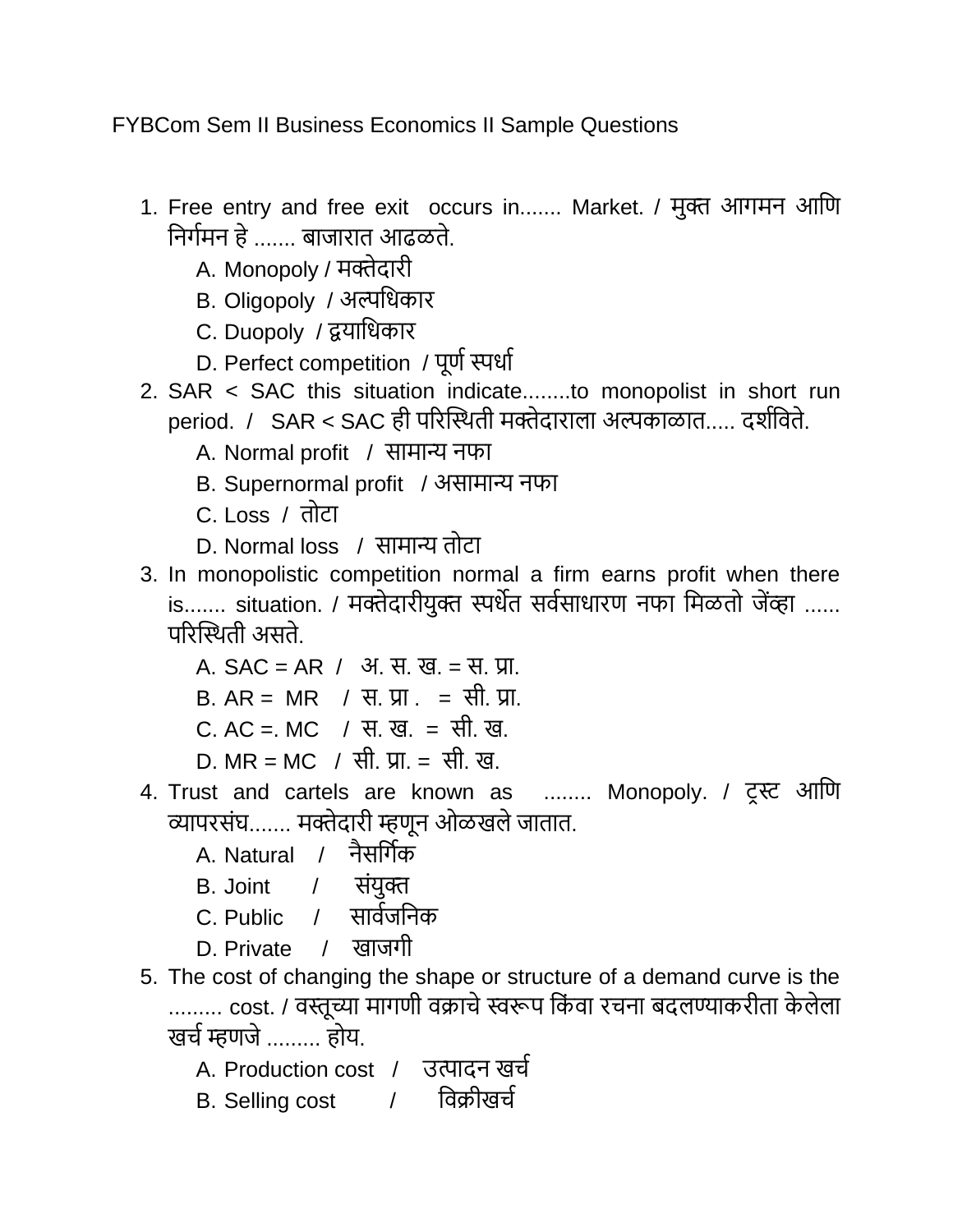FYBCom Sem II Business Economics II Sample Questions

1. Free entry and free exit occurs in....... Market. / मुक्त आगमन आणि निर्गमन हे ....... बाजारात आढळते.
    A. Monopoly / मक्तेदारी
    B. Oligopoly / अल्पधिकार
    C. Duopoly / द्वयाधिकार
    D. Perfect competition / पूर्ण स्पर्धा
2. SAR < SAC this situation indicate........to monopolist in short run period. / SAR < SAC ही परिस्थिती मक्तेदाराला अल्पकाळात..... दर्शविते.
    A. Normal profit / सामान्य नफा
    B. Supernormal profit / असामान्य नफा
    C. Loss / तोटा
    D. Normal loss / सामान्य तोटा
3. In monopolistic competition normal a firm earns profit when there is....... situation. / मक्तेदारीयुक्त स्पर्धेत सर्वसाधारण नफा मिळतो जेंव्हा ...... परिस्थिती असते.
    A. SAC = AR / अ. स. ख. = स. प्रा.
    B. AR = MR / स. प्रा . = सी. प्रा.
    C. AC =. MC / स. ख. = सी. ख.
    D. MR = MC / सी. प्रा. = सी. ख.
4. Trust and cartels are known as ........ Monopoly. / ट्रस्ट आणि व्यापरसंघ....... मक्तेदारी म्हणून ओळखले जातात.
    A. Natural / नैसर्गिक
    B. Joint / संयुक्त
    C. Public / सार्वजनिक
    D. Private / खाजगी
5. The cost of changing the shape or structure of a demand curve is the ......... cost. / वस्तूच्या मागणी वक्राचे स्वरूप किंवा रचना बदलण्याकरीता केलेला खर्च म्हणजे ......... होय.
    A. Production cost / उत्पादन खर्च
    B. Selling cost / विक्रीखर्च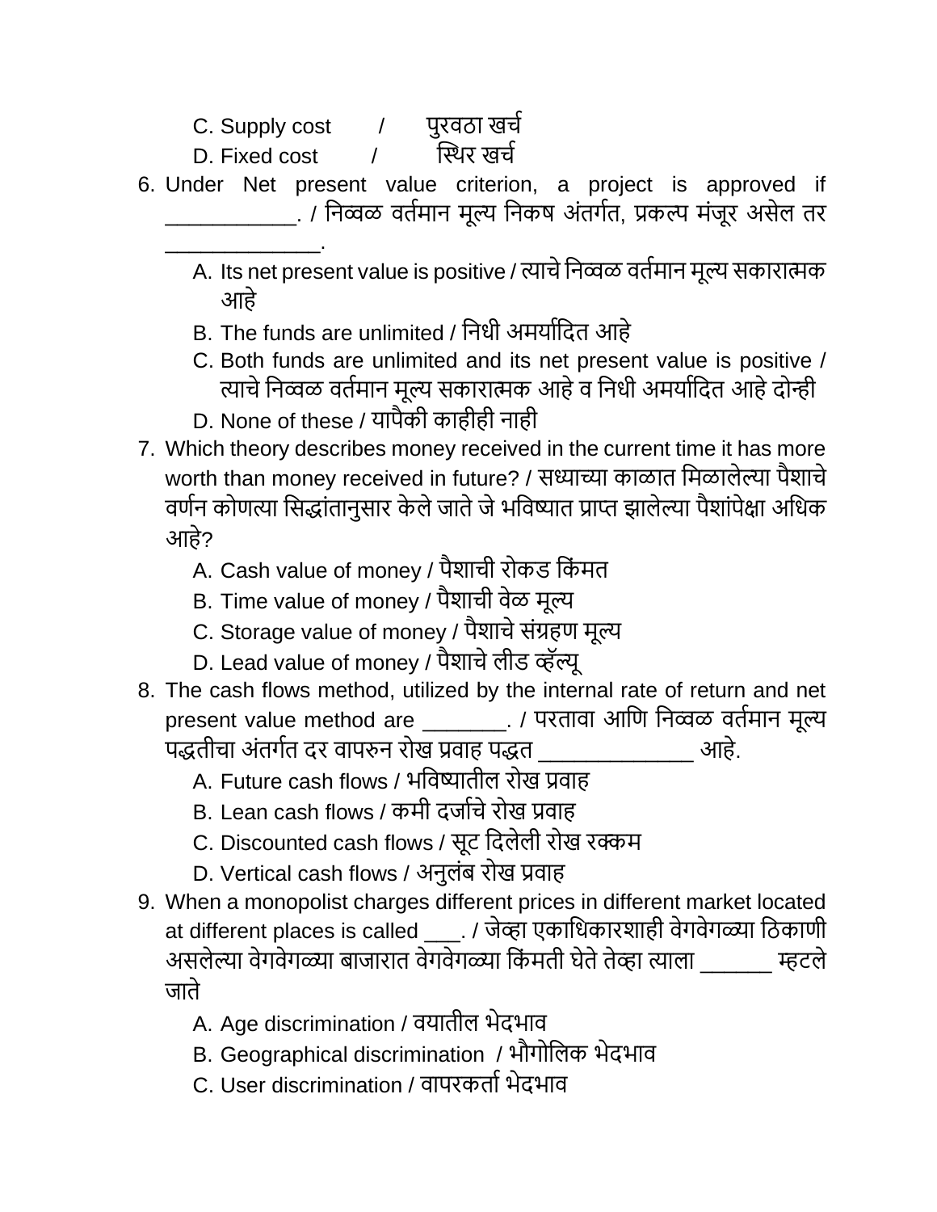C. Supply cost / पुरवठा खर्च
D. Fixed cost / स्थिर खर्च

6. Under Net present value criterion, a project is approved if ___________. / निव्वळ वर्तमान मूल्य निकष अंतर्गत, प्रकल्प मंजूर असेल तर _____________.
   A. Its net present value is positive / त्याचे निव्वळ वर्तमान मूल्य सकारात्मक आहे
   B. The funds are unlimited / निधी अमर्यादित आहे
   C. Both funds are unlimited and its net present value is positive / त्याचे निव्वळ वर्तमान मूल्य सकारात्मक आहे व निधी अमर्यादित आहे दोन्ही
   D. None of these / यापैकी काहीही नाही
7. Which theory describes money received in the current time it has more worth than money received in future? / सध्याच्या काळात मिळालेल्या पैशाचे वर्णन कोणत्या सिद्धांतानुसार केले जाते जे भविष्यात प्राप्त झालेल्या पैशांपेक्षा अधिक आहे?
   A. Cash value of money / पैशाची रोकड किंमत
   B. Time value of money / पैशाची वेळ मूल्य
   C. Storage value of money / पैशाचे संग्रहण मूल्य
   D. Lead value of money / पैशाचे लीड व्हॅल्यू
8. The cash flows method, utilized by the internal rate of return and net present value method are _______. / परतावा आणि निव्वळ वर्तमान मूल्य पद्धतीचा अंतर्गत दर वापरुन रोख प्रवाह पद्धत _____________ आहे.
   A. Future cash flows / भविष्यातील रोख प्रवाह
   B. Lean cash flows / कमी दर्जाचे रोख प्रवाह
   C. Discounted cash flows / सूट दिलेली रोख रक्कम
   D. Vertical cash flows / अनुलंब रोख प्रवाह
9. When a monopolist charges different prices in different market located at different places is called ___. / जेव्हा एकाधिकारशाही वेगवेगळ्या ठिकाणी असलेल्या वेगवेगळ्या बाजारात वेगवेगळ्या किंमती घेते तेव्हा त्याला ______ म्हटले जाते
   A. Age discrimination / वयातील भेदभाव
   B. Geographical discrimination / भौगोलिक भेदभाव
   C. User discrimination / वापरकर्ता भेदभाव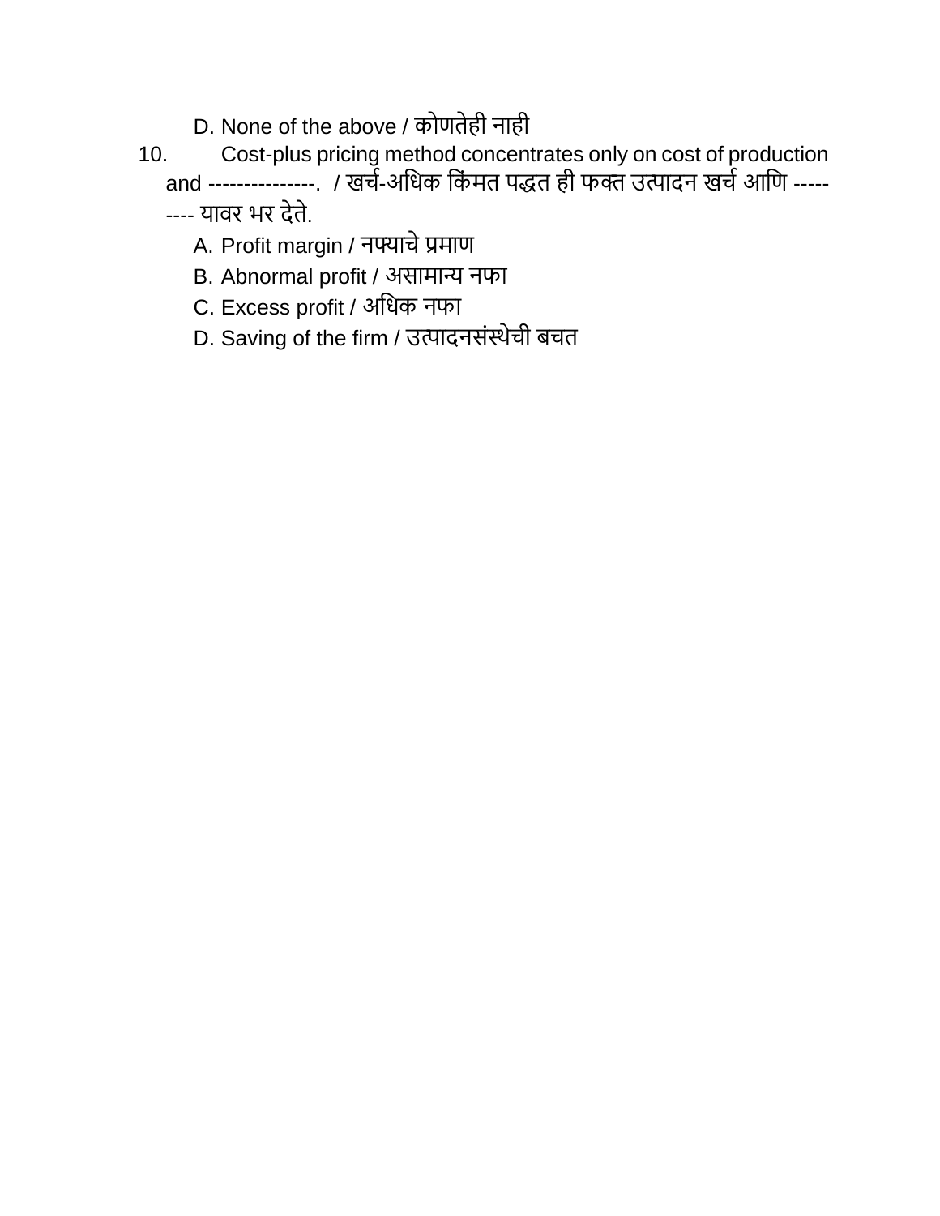D. None of the above / कोणतेही नाही

10. Cost-plus pricing method concentrates only on cost of production and ---------------. / खर्च-अधिक किंमत पद्धत ही फक्त उत्पादन खर्च आणि --------- यावर भर देते.

A. Profit margin / नफ्याचे प्रमाण

B. Abnormal profit / असामान्य नफा

C. Excess profit / अधिक नफा

D. Saving of the firm / उत्पादनसंस्थेची बचत